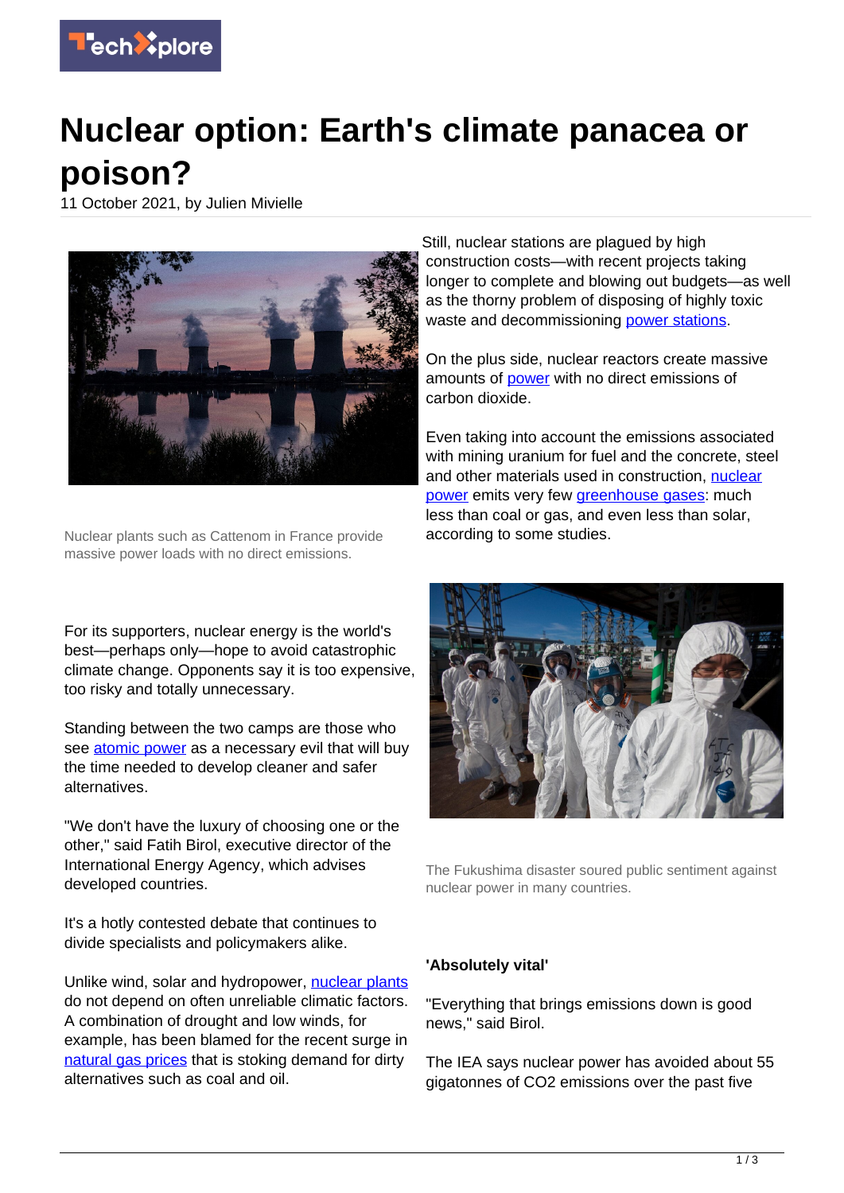# Nuclear option: Earth's climate panacea or poison?

11 October 2021, by Julien Mivielle

Nuclear plants such as Cattenom in France provide massive power loads with no direct emissions.

For its supporters, nuclear energy is the world's best—perhaps only—hope to avoid catastrophic climate change. Opponents say it is too expensive, too risky and totally unnecessary.

Standing between the two camps are those who see atomic power as a necessary evil that will buy the time needed to develop cleaner and safer alternatives.

"We don't have the luxury of choosing one or the other," said Fatih Birol, executive director of the International Energy Agency, which advises developed countries.

It's a hotly contested debate that continues to divide specialists and policymakers alike.

Unlike wind, solar and hydropower, nuclear plants do not depend on often unreliable climatic factors. A combination of drought and low winds, for example, has been blamed for the recent surge in natural gas prices that is stoking demand for dirty alternatives such as coal and oil.

Still, nuclear stations are plagued by high construction costs—with recent projects taking longer to complete and blowing out budgets—as well as the thorny problem of disposing of highly toxic waste and decommissioning power stations.

On the plus side, nuclear reactors create massive amounts of power with no direct emissions of carbon dioxide.

Even taking into account the emissions associated with mining uranium for fuel and the concrete, steel and other materials used in construction, nuclear power emits very few greenhouse gases: much less than coal or gas, and even less than solar, according to some studies.

The Fukushima disaster soured public sentiment against nuclear power in many countries.

**'Absolutely vital'**

"Everything that brings emissions down is good news," said Birol.

The IEA says nuclear power has avoided about 55 gigatonnes of $CO_2$ emissions over the past five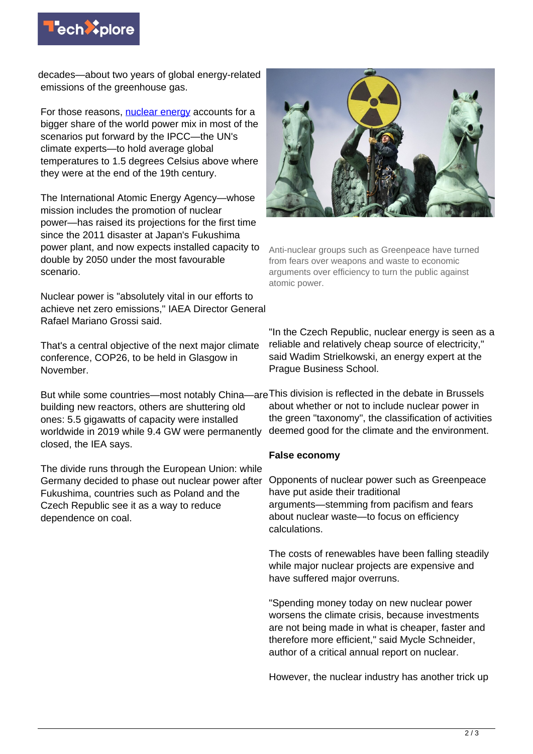decades—about two years of global energy-related emissions of the greenhouse gas.

For those reasons, nuclear energy accounts for a bigger share of the world power mix in most of the scenarios put forward by the IPCC—the UN's climate experts—to hold average global temperatures to 1.5 degrees Celsius above where they were at the end of the 19th century.

The International Atomic Energy Agency—whose mission includes the promotion of nuclear power—has raised its projections for the first time since the 2011 disaster at Japan's Fukushima power plant, and now expects installed capacity to double by 2050 under the most favourable scenario.

Nuclear power is "absolutely vital in our efforts to achieve net zero emissions," IAEA Director General Rafael Mariano Grossi said.

That's a central objective of the next major climate conference, COP26, to be held in Glasgow in November.

But while some countries—most notably China—are building new reactors, others are shuttering old ones: 5.5 gigawatts of capacity were installed worldwide in 2019 while 9.4 GW were permanently closed, the IEA says.

The divide runs through the European Union: while Germany decided to phase out nuclear power after Fukushima, countries such as Poland and the Czech Republic see it as a way to reduce dependence on coal.

Anti-nuclear groups such as Greenpeace have turned from fears over weapons and waste to economic arguments over efficiency to turn the public against atomic power.

"In the Czech Republic, nuclear energy is seen as a reliable and relatively cheap source of electricity," said Wadim Strielkowski, an energy expert at the Prague Business School.

This division is reflected in the debate in Brussels about whether or not to include nuclear power in the green "taxonomy", the classification of activities deemed good for the climate and the environment.

**False economy**

Opponents of nuclear power such as Greenpeace have put aside their traditional arguments—stemming from pacifism and fears about nuclear waste—to focus on efficiency calculations.

The costs of renewables have been falling steadily while major nuclear projects are expensive and have suffered major overruns.

"Spending money today on new nuclear power worsens the climate crisis, because investments are not being made in what is cheaper, faster and therefore more efficient," said Mycle Schneider, author of a critical annual report on nuclear.

However, the nuclear industry has another trick up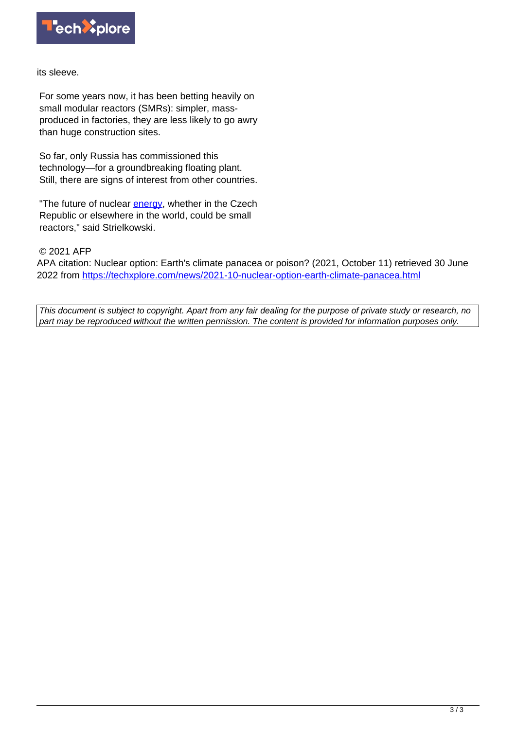its sleeve.

For some years now, it has been betting heavily on small modular reactors (SMRs): simpler, mass-produced in factories, they are less likely to go awry than huge construction sites.

So far, only Russia has commissioned this technology—for a groundbreaking floating plant. Still, there are signs of interest from other countries.

"The future of nuclear energy, whether in the Czech Republic or elsewhere in the world, could be small reactors," said Strielkowski.

© 2021 AFP

APA citation: Nuclear option: Earth's climate panacea or poison? (2021, October 11) retrieved 30 June 2022 from https://techxplore.com/news/2021-10-nuclear-option-earth-climate-panacea.html

*This document is subject to copyright. Apart from any fair dealing for the purpose of private study or research, no part may be reproduced without the written permission. The content is provided for information purposes only.*